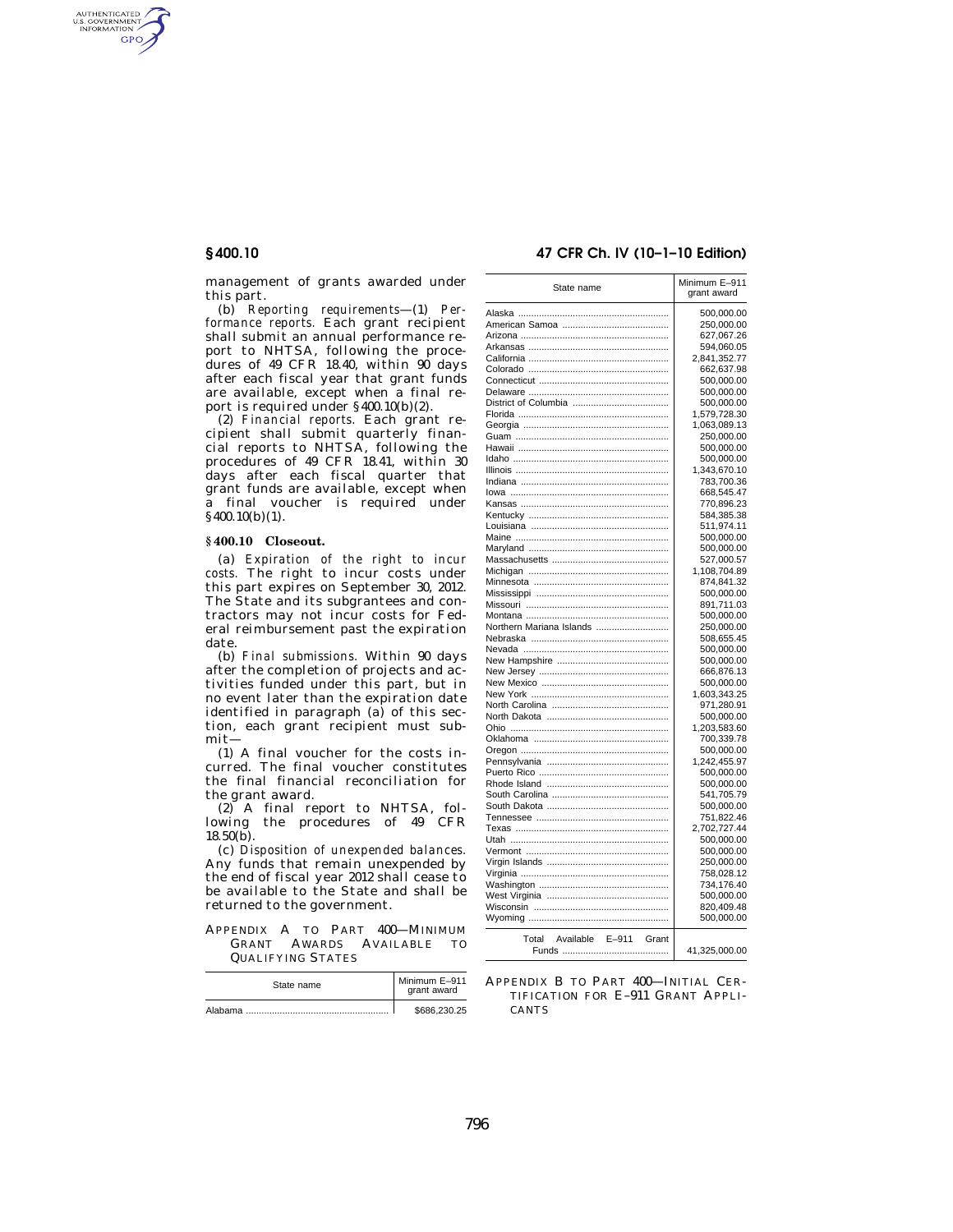management of grants awarded under this part.

(b) *Reporting requirements*—(1) *Performance reports.* Each grant recipient shall submit an annual performance report to NHTSA, following the procedures of 49 CFR 18.40, within 90 days after each fiscal year that grant funds are available, except when a final report is required under §400.10(b)(2).

(2) *Financial reports.* Each grant recipient shall submit quarterly financial reports to NHTSA, following the procedures of 49 CFR 18.41, within 30 days after each fiscal quarter that grant funds are available, except when a final voucher is required under §400.10(b)(1).

## §400.10 Closeout.

(a) *Expiration of the right to incur costs.* The right to incur costs under this part expires on September 30, 2012. The State and its subgrantees and contractors may not incur costs for Federal reimbursement past the expiration date.

(b) *Final submissions.* Within 90 days after the completion of projects and activities funded under this part, but in no event later than the expiration date identified in paragraph (a) of this section, each grant recipient must submit—

(1) A final voucher for the costs incurred. The final voucher constitutes the final financial reconciliation for the grant award.

(2) A final report to NHTSA, following the procedures of 49 CFR 18.50(b).

(c) *Disposition of unexpended balances.* Any funds that remain unexpended by the end of fiscal year 2012 shall cease to be available to the State and shall be returned to the government.

## Appendix A to Part 400—Minimum Grant Awards Available to Qualifying States

| State name | Minimum E–911 grant award |
|---|---|
| Alabama | $686,230.25 |
| Alaska | 500,000.00 |
| American Samoa | 250,000.00 |
| Arizona | 627,067.26 |
| Arkansas | 594,060.05 |
| California | 2,841,352.77 |
| Colorado | 662,637.98 |
| Connecticut | 500,000.00 |
| Delaware | 500,000.00 |
| District of Columbia | 500,000.00 |
| Florida | 1,579,728.30 |
| Georgia | 1,063,089.13 |
| Guam | 250,000.00 |
| Hawaii | 500,000.00 |
| Idaho | 500,000.00 |
| Illinois | 1,343,670.10 |
| Indiana | 783,700.36 |
| Iowa | 668,545.47 |
| Kansas | 770,896.23 |
| Kentucky | 584,385.38 |
| Louisiana | 511,974.11 |
| Maine | 500,000.00 |
| Maryland | 500,000.00 |
| Massachusetts | 527,000.57 |
| Michigan | 1,108,704.89 |
| Minnesota | 874,841.32 |
| Mississippi | 500,000.00 |
| Missouri | 891,711.03 |
| Montana | 500,000.00 |
| Northern Mariana Islands | 250,000.00 |
| Nebraska | 508,655.45 |
| Nevada | 500,000.00 |
| New Hampshire | 500,000.00 |
| New Jersey | 666,876.13 |
| New Mexico | 500,000.00 |
| New York | 1,603,343.25 |
| North Carolina | 971,280.91 |
| North Dakota | 500,000.00 |
| Ohio | 1,203,583.60 |
| Oklahoma | 700,339.78 |
| Oregon | 500,000.00 |
| Pennsylvania | 1,242,455.97 |
| Puerto Rico | 500,000.00 |
| Rhode Island | 500,000.00 |
| South Carolina | 541,705.79 |
| South Dakota | 500,000.00 |
| Tennessee | 751,822.46 |
| Texas | 2,702,727.44 |
| Utah | 500,000.00 |
| Vermont | 500,000.00 |
| Virgin Islands | 250,000.00 |
| Virginia | 758,028.12 |
| Washington | 734,176.40 |
| West Virginia | 500,000.00 |
| Wisconsin | 820,409.48 |
| Wyoming | 500,000.00 |
| Total Available E–911 Grant Funds | 41,325,000.00 |

## Appendix B to Part 400—Initial Certification for E–911 Grant Applicants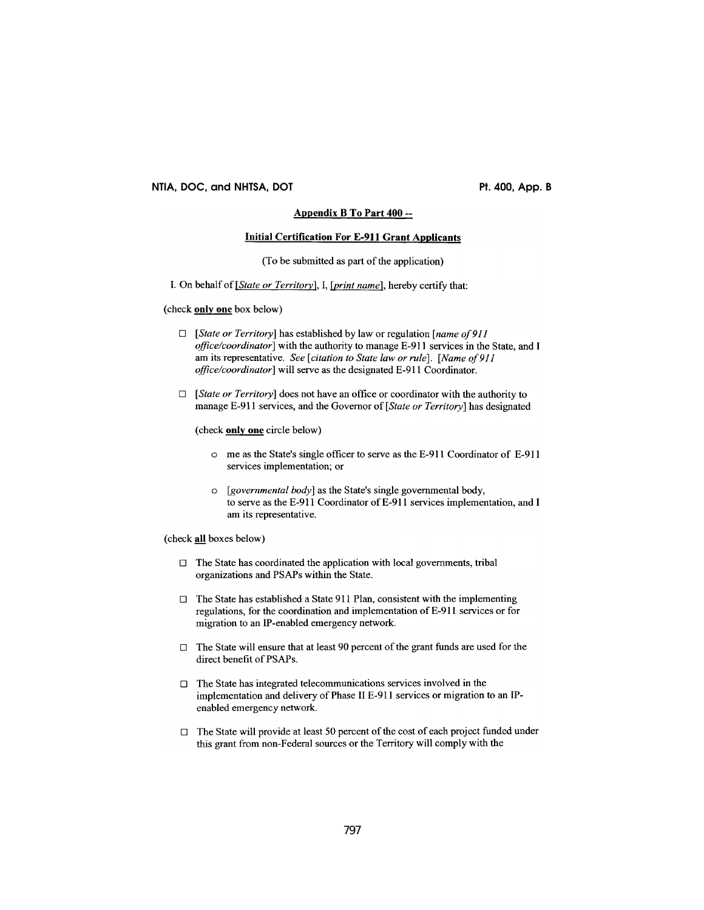## Appendix B To Part 400 --

## Initial Certification For E-911 Grant Applicants

(To be submitted as part of the application)

I. On behalf of *[State or Territory]*, I, *[print name]*, hereby certify that:

(check **only one** box below)

- ☐ *[State or Territory]* has established by law or regulation *[name of 911 office/coordinator]* with the authority to manage E-911 services in the State, and I am its representative. *See [citation to State law or rule]*. *[Name of 911 office/coordinator]* will serve as the designated E-911 Coordinator.

- ☐ *[State or Territory]* does not have an office or coordinator with the authority to manage E-911 services, and the Governor of *[State or Territory]* has designated

  (check **only one** circle below)

  - o me as the State's single officer to serve as the E-911 Coordinator of E-911 services implementation; or

  - o *[governmental body]* as the State's single governmental body, to serve as the E-911 Coordinator of E-911 services implementation, and I am its representative.

(check **all** boxes below)

- ☐ The State has coordinated the application with local governments, tribal organizations and PSAPs within the State.

- ☐ The State has established a State 911 Plan, consistent with the implementing regulations, for the coordination and implementation of E-911 services or for migration to an IP-enabled emergency network.

- ☐ The State will ensure that at least 90 percent of the grant funds are used for the direct benefit of PSAPs.

- ☐ The State has integrated telecommunications services involved in the implementation and delivery of Phase II E-911 services or migration to an IP-enabled emergency network.

- ☐ The State will provide at least 50 percent of the cost of each project funded under this grant from non-Federal sources or the Territory will comply with the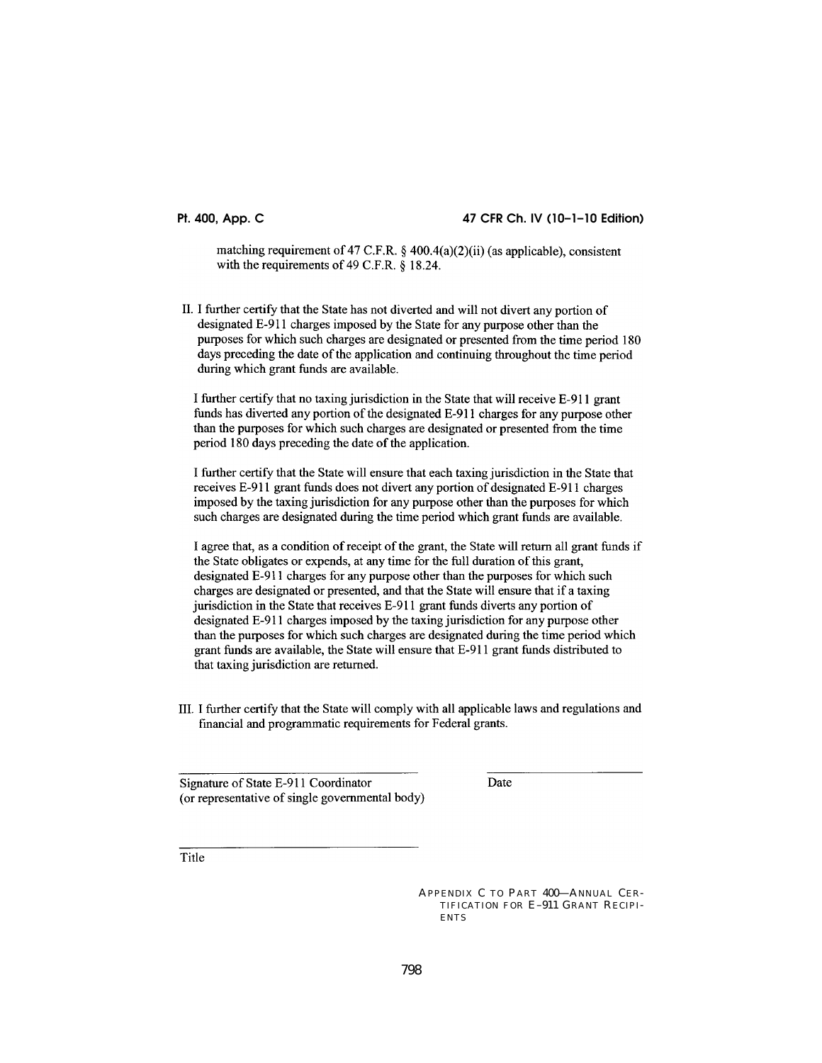matching requirement of 47 C.F.R. § 400.4(a)(2)(ii) (as applicable), consistent with the requirements of 49 C.F.R. § 18.24.

II. I further certify that the State has not diverted and will not divert any portion of designated E-911 charges imposed by the State for any purpose other than the purposes for which such charges are designated or presented from the time period 180 days preceding the date of the application and continuing throughout the time period during which grant funds are available.

I further certify that no taxing jurisdiction in the State that will receive E-911 grant funds has diverted any portion of the designated E-911 charges for any purpose other than the purposes for which such charges are designated or presented from the time period 180 days preceding the date of the application.

I further certify that the State will ensure that each taxing jurisdiction in the State that receives E-911 grant funds does not divert any portion of designated E-911 charges imposed by the taxing jurisdiction for any purpose other than the purposes for which such charges are designated during the time period which grant funds are available.

I agree that, as a condition of receipt of the grant, the State will return all grant funds if the State obligates or expends, at any time for the full duration of this grant, designated E-911 charges for any purpose other than the purposes for which such charges are designated or presented, and that the State will ensure that if a taxing jurisdiction in the State that receives E-911 grant funds diverts any portion of designated E-911 charges imposed by the taxing jurisdiction for any purpose other than the purposes for which such charges are designated during the time period which grant funds are available, the State will ensure that E-911 grant funds distributed to that taxing jurisdiction are returned.

III. I further certify that the State will comply with all applicable laws and regulations and financial and programmatic requirements for Federal grants.

\_\_\_\_\_\_\_\_\_\_\_\_\_\_\_\_\_\_\_\_\_\_\_\_\_\_\_\_\_\_\_\_\_\_\_\_

Signature of State E-911 Coordinator
(or representative of single governmental body)

\_\_\_\_\_\_\_\_\_\_\_\_\_\_\_\_\_\_\_\_\_\_\_

Date

\_\_\_\_\_\_\_\_\_\_\_\_\_\_\_\_\_\_\_\_\_\_\_\_\_\_\_\_\_\_\_\_\_\_\_\_

Title

APPENDIX C TO PART 400—ANNUAL CERTIFICATION FOR E-911 GRANT RECIPIENTS